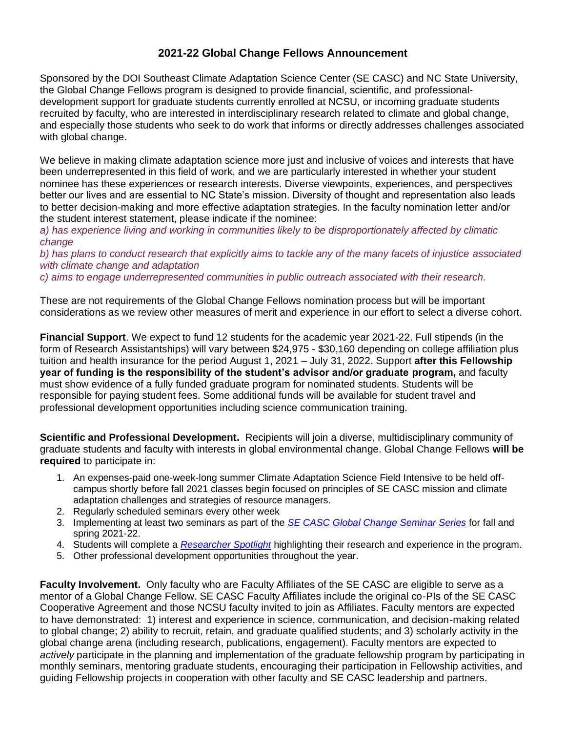# 2021-22 Global Change Fellows Announcement

Sponsored by the DOI Southeast Climate Adaptation Science Center (SE CASC) and NC State University, the Global Change Fellows program is designed to provide financial, scientific, and professional-development support for graduate students currently enrolled at NCSU, or incoming graduate students recruited by faculty, who are interested in interdisciplinary research related to climate and global change, and especially those students who seek to do work that informs or directly addresses challenges associated with global change.

We believe in making climate adaptation science more just and inclusive of voices and interests that have been underrepresented in this field of work, and we are particularly interested in whether your student nominee has these experiences or research interests. Diverse viewpoints, experiences, and perspectives better our lives and are essential to NC State's mission. Diversity of thought and representation also leads to better decision-making and more effective adaptation strategies. In the faculty nomination letter and/or the student interest statement, please indicate if the nominee:

*a) has experience living and working in communities likely to be disproportionately affected by climatic change*

*b) has plans to conduct research that explicitly aims to tackle any of the many facets of injustice associated with climate change and adaptation*

*c) aims to engage underrepresented communities in public outreach associated with their research.*

These are not requirements of the Global Change Fellows nomination process but will be important considerations as we review other measures of merit and experience in our effort to select a diverse cohort.

**Financial Support**. We expect to fund 12 students for the academic year 2021-22. Full stipends (in the form of Research Assistantships) will vary between $24,975 - $30,160 depending on college affiliation plus tuition and health insurance for the period August 1, 2021 – July 31, 2022. Support **after this Fellowship year of funding is the responsibility of the student's advisor and/or graduate program,** and faculty must show evidence of a fully funded graduate program for nominated students. Students will be responsible for paying student fees. Some additional funds will be available for student travel and professional development opportunities including science communication training.

**Scientific and Professional Development.** Recipients will join a diverse, multidisciplinary community of graduate students and faculty with interests in global environmental change. Global Change Fellows **will be required** to participate in:

1. An expenses-paid one-week-long summer Climate Adaptation Science Field Intensive to be held off-campus shortly before fall 2021 classes begin focused on principles of SE CASC mission and climate adaptation challenges and strategies of resource managers.
2. Regularly scheduled seminars every other week
3. Implementing at least two seminars as part of the *SE CASC Global Change Seminar Series* for fall and spring 2021-22.
4. Students will complete a *Researcher Spotlight* highlighting their research and experience in the program.
5. Other professional development opportunities throughout the year.

**Faculty Involvement.** Only faculty who are Faculty Affiliates of the SE CASC are eligible to serve as a mentor of a Global Change Fellow. SE CASC Faculty Affiliates include the original co-PIs of the SE CASC Cooperative Agreement and those NCSU faculty invited to join as Affiliates. Faculty mentors are expected to have demonstrated: 1) interest and experience in science, communication, and decision-making related to global change; 2) ability to recruit, retain, and graduate qualified students; and 3) scholarly activity in the global change arena (including research, publications, engagement). Faculty mentors are expected to *actively* participate in the planning and implementation of the graduate fellowship program by participating in monthly seminars, mentoring graduate students, encouraging their participation in Fellowship activities, and guiding Fellowship projects in cooperation with other faculty and SE CASC leadership and partners.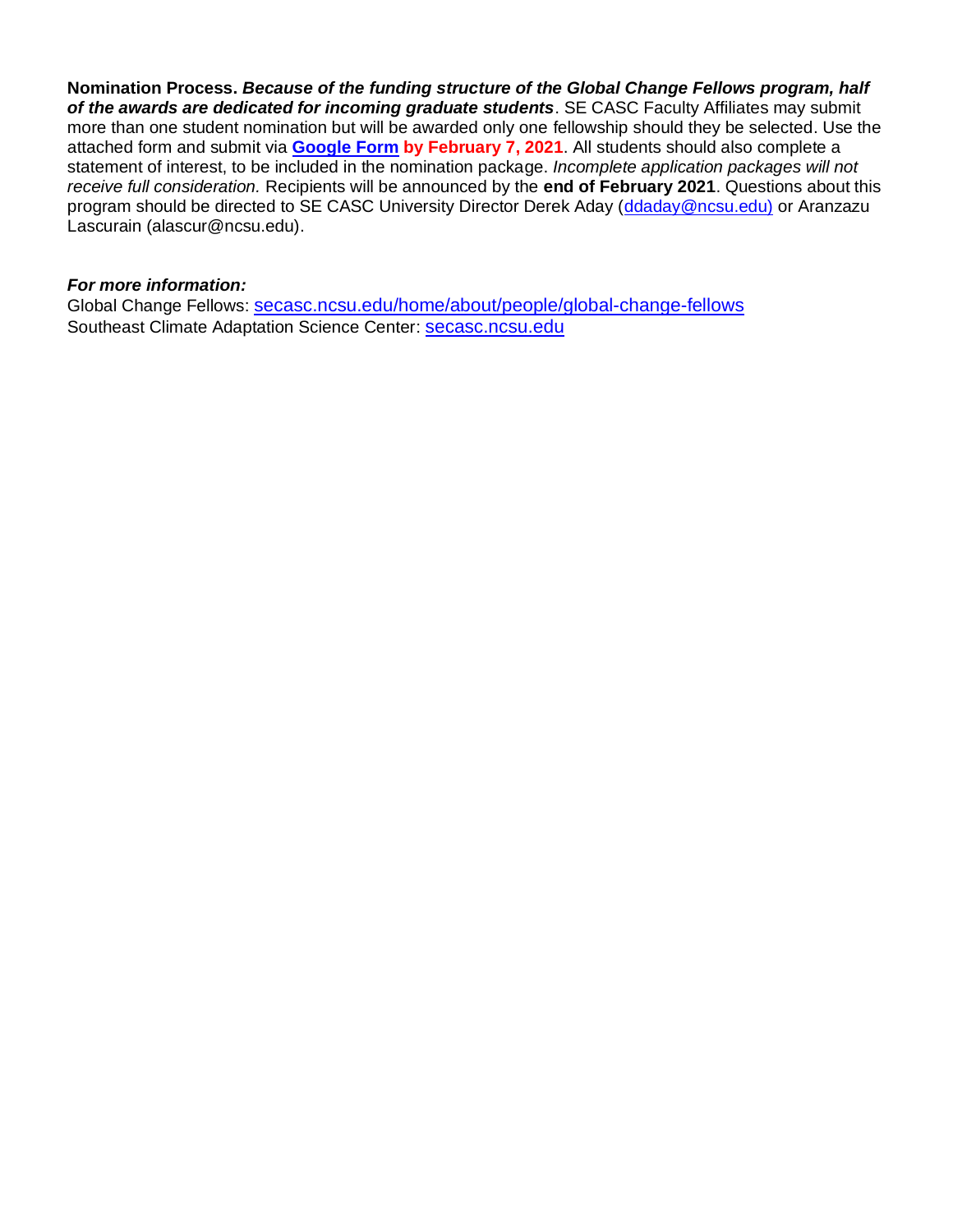**Nomination Process.** ***Because of the funding structure of the Global Change Fellows program, half of the awards are dedicated for incoming graduate students***. SE CASC Faculty Affiliates may submit more than one student nomination but will be awarded only one fellowship should they be selected. Use the attached form and submit via **Google Form** **by February 7, 2021**. All students should also complete a statement of interest, to be included in the nomination package. *Incomplete application packages will not receive full consideration.* Recipients will be announced by the **end of February 2021**. Questions about this program should be directed to SE CASC University Director Derek Aday (ddaday@ncsu.edu) or Aranzazu Lascurain (alascur@ncsu.edu).

***For more information:***

Global Change Fellows: secasc.ncsu.edu/home/about/people/global-change-fellows
Southeast Climate Adaptation Science Center: secasc.ncsu.edu